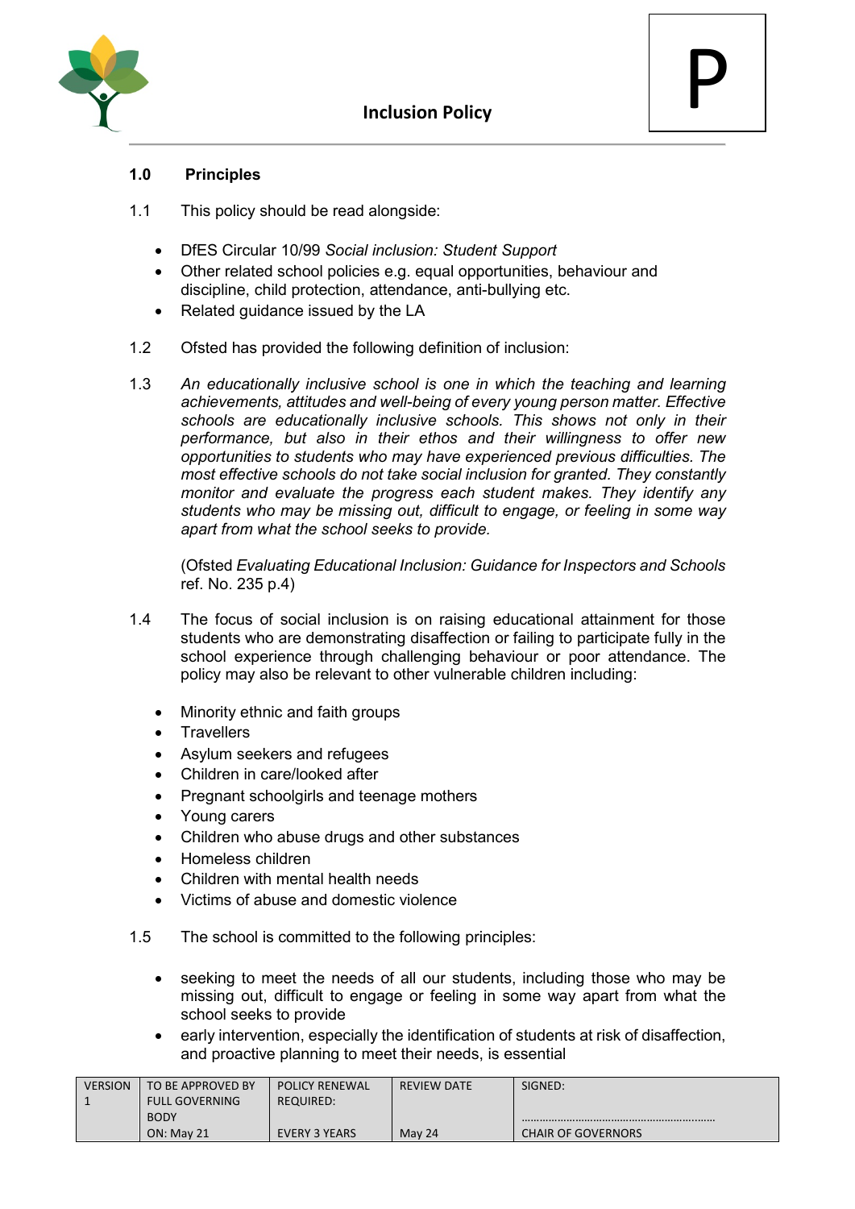# Inclusion Policy

P

## 1.0 Principles

1.1 This policy should be read alongside:

- DfES Circular 10/99 *Social inclusion: Student Support*
- Other related school policies e.g. equal opportunities, behaviour and discipline, child protection, attendance, anti-bullying etc.
- Related guidance issued by the LA

1.2 Ofsted has provided the following definition of inclusion:

1.3 *An educationally inclusive school is one in which the teaching and learning achievements, attitudes and well-being of every young person matter. Effective schools are educationally inclusive schools. This shows not only in their performance, but also in their ethos and their willingness to offer new opportunities to students who may have experienced previous difficulties. The most effective schools do not take social inclusion for granted. They constantly monitor and evaluate the progress each student makes. They identify any students who may be missing out, difficult to engage, or feeling in some way apart from what the school seeks to provide.*

(Ofsted *Evaluating Educational Inclusion: Guidance for Inspectors and Schools* ref. No. 235 p.4)

1.4 The focus of social inclusion is on raising educational attainment for those students who are demonstrating disaffection or failing to participate fully in the school experience through challenging behaviour or poor attendance. The policy may also be relevant to other vulnerable children including:

- Minority ethnic and faith groups
- Travellers
- Asylum seekers and refugees
- Children in care/looked after
- Pregnant schoolgirls and teenage mothers
- Young carers
- Children who abuse drugs and other substances
- Homeless children
- Children with mental health needs
- Victims of abuse and domestic violence

1.5 The school is committed to the following principles:

- seeking to meet the needs of all our students, including those who may be missing out, difficult to engage or feeling in some way apart from what the school seeks to provide
- early intervention, especially the identification of students at risk of disaffection, and proactive planning to meet their needs, is essential

| VERSION 1 | TO BE APPROVED BY FULL GOVERNING BODY ON: May 21 | POLICY RENEWAL REQUIRED: EVERY 3 YEARS | REVIEW DATE May 24 | SIGNED: ……………………………………………………… CHAIR OF GOVERNORS |
|---|---|---|---|---|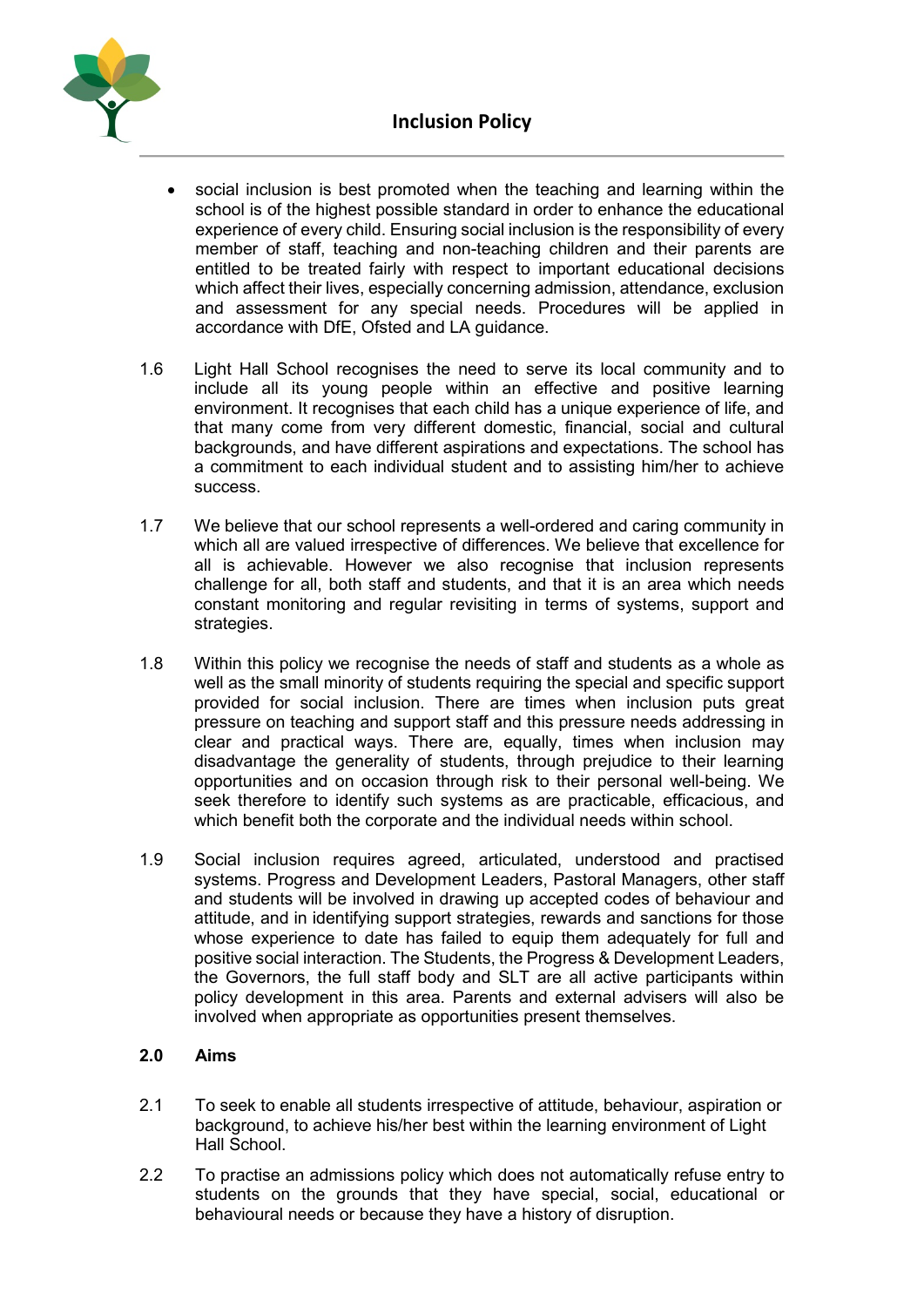- social inclusion is best promoted when the teaching and learning within the school is of the highest possible standard in order to enhance the educational experience of every child. Ensuring social inclusion is the responsibility of every member of staff, teaching and non-teaching children and their parents are entitled to be treated fairly with respect to important educational decisions which affect their lives, especially concerning admission, attendance, exclusion and assessment for any special needs. Procedures will be applied in accordance with DfE, Ofsted and LA guidance.

1.6 Light Hall School recognises the need to serve its local community and to include all its young people within an effective and positive learning environment. It recognises that each child has a unique experience of life, and that many come from very different domestic, financial, social and cultural backgrounds, and have different aspirations and expectations. The school has a commitment to each individual student and to assisting him/her to achieve success.

1.7 We believe that our school represents a well-ordered and caring community in which all are valued irrespective of differences. We believe that excellence for all is achievable. However we also recognise that inclusion represents challenge for all, both staff and students, and that it is an area which needs constant monitoring and regular revisiting in terms of systems, support and strategies.

1.8 Within this policy we recognise the needs of staff and students as a whole as well as the small minority of students requiring the special and specific support provided for social inclusion. There are times when inclusion puts great pressure on teaching and support staff and this pressure needs addressing in clear and practical ways. There are, equally, times when inclusion may disadvantage the generality of students, through prejudice to their learning opportunities and on occasion through risk to their personal well-being. We seek therefore to identify such systems as are practicable, efficacious, and which benefit both the corporate and the individual needs within school.

1.9 Social inclusion requires agreed, articulated, understood and practised systems. Progress and Development Leaders, Pastoral Managers, other staff and students will be involved in drawing up accepted codes of behaviour and attitude, and in identifying support strategies, rewards and sanctions for those whose experience to date has failed to equip them adequately for full and positive social interaction. The Students, the Progress & Development Leaders, the Governors, the full staff body and SLT are all active participants within policy development in this area. Parents and external advisers will also be involved when appropriate as opportunities present themselves.

## 2.0 Aims

2.1 To seek to enable all students irrespective of attitude, behaviour, aspiration or background, to achieve his/her best within the learning environment of Light Hall School.

2.2 To practise an admissions policy which does not automatically refuse entry to students on the grounds that they have special, social, educational or behavioural needs or because they have a history of disruption.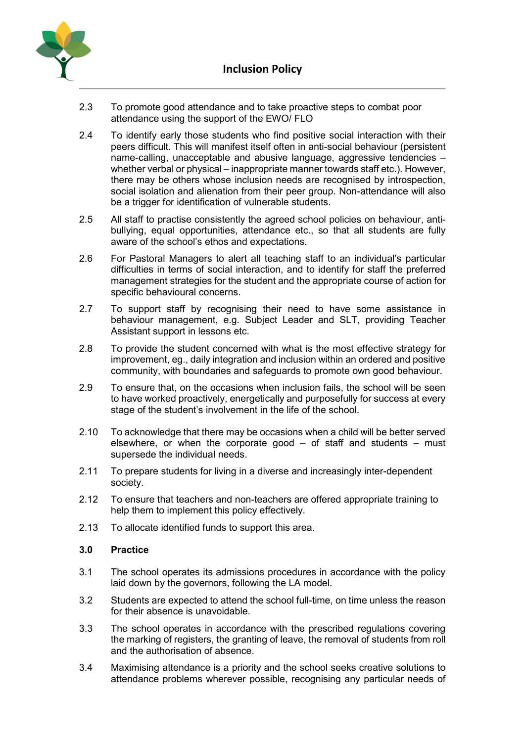2.3 To promote good attendance and to take proactive steps to combat poor attendance using the support of the EWO/ FLO

2.4 To identify early those students who find positive social interaction with their peers difficult. This will manifest itself often in anti-social behaviour (persistent name-calling, unacceptable and abusive language, aggressive tendencies – whether verbal or physical – inappropriate manner towards staff etc.). However, there may be others whose inclusion needs are recognised by introspection, social isolation and alienation from their peer group. Non-attendance will also be a trigger for identification of vulnerable students.

2.5 All staff to practise consistently the agreed school policies on behaviour, anti-bullying, equal opportunities, attendance etc., so that all students are fully aware of the school's ethos and expectations.

2.6 For Pastoral Managers to alert all teaching staff to an individual's particular difficulties in terms of social interaction, and to identify for staff the preferred management strategies for the student and the appropriate course of action for specific behavioural concerns.

2.7 To support staff by recognising their need to have some assistance in behaviour management, e.g. Subject Leader and SLT, providing Teacher Assistant support in lessons etc.

2.8 To provide the student concerned with what is the most effective strategy for improvement, eg., daily integration and inclusion within an ordered and positive community, with boundaries and safeguards to promote own good behaviour.

2.9 To ensure that, on the occasions when inclusion fails, the school will be seen to have worked proactively, energetically and purposefully for success at every stage of the student's involvement in the life of the school.

2.10 To acknowledge that there may be occasions when a child will be better served elsewhere, or when the corporate good – of staff and students – must supersede the individual needs.

2.11 To prepare students for living in a diverse and increasingly inter-dependent society.

2.12 To ensure that teachers and non-teachers are offered appropriate training to help them to implement this policy effectively.

2.13 To allocate identified funds to support this area.

## 3.0 Practice

3.1 The school operates its admissions procedures in accordance with the policy laid down by the governors, following the LA model.

3.2 Students are expected to attend the school full-time, on time unless the reason for their absence is unavoidable.

3.3 The school operates in accordance with the prescribed regulations covering the marking of registers, the granting of leave, the removal of students from roll and the authorisation of absence.

3.4 Maximising attendance is a priority and the school seeks creative solutions to attendance problems wherever possible, recognising any particular needs of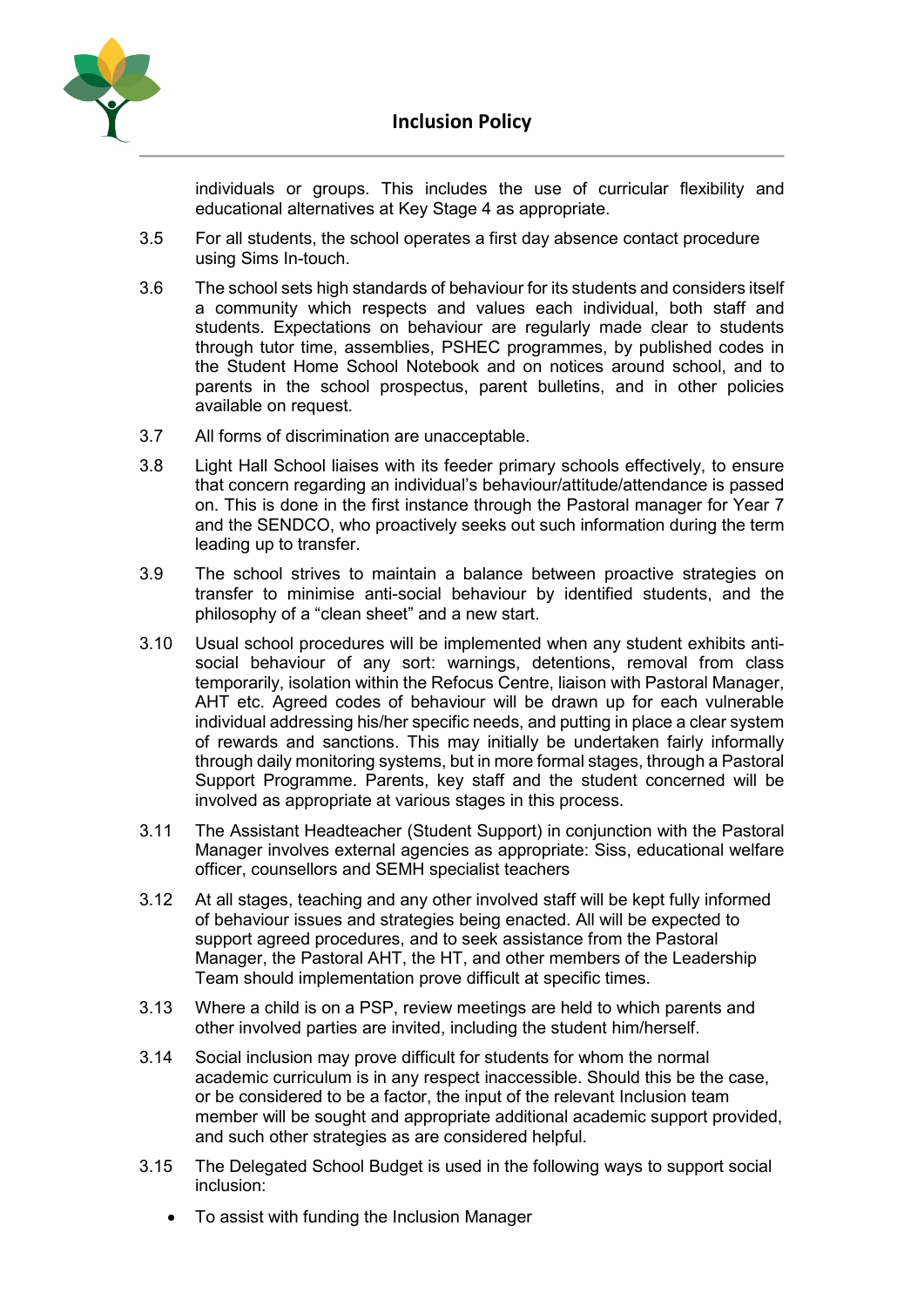individuals or groups. This includes the use of curricular flexibility and educational alternatives at Key Stage 4 as appropriate.

3.5 For all students, the school operates a first day absence contact procedure using Sims In-touch.

3.6 The school sets high standards of behaviour for its students and considers itself a community which respects and values each individual, both staff and students. Expectations on behaviour are regularly made clear to students through tutor time, assemblies, PSHEC programmes, by published codes in the Student Home School Notebook and on notices around school, and to parents in the school prospectus, parent bulletins, and in other policies available on request.

3.7 All forms of discrimination are unacceptable.

3.8 Light Hall School liaises with its feeder primary schools effectively, to ensure that concern regarding an individual's behaviour/attitude/attendance is passed on. This is done in the first instance through the Pastoral manager for Year 7 and the SENDCO, who proactively seeks out such information during the term leading up to transfer.

3.9 The school strives to maintain a balance between proactive strategies on transfer to minimise anti-social behaviour by identified students, and the philosophy of a "clean sheet" and a new start.

3.10 Usual school procedures will be implemented when any student exhibits anti-social behaviour of any sort: warnings, detentions, removal from class temporarily, isolation within the Refocus Centre, liaison with Pastoral Manager, AHT etc. Agreed codes of behaviour will be drawn up for each vulnerable individual addressing his/her specific needs, and putting in place a clear system of rewards and sanctions. This may initially be undertaken fairly informally through daily monitoring systems, but in more formal stages, through a Pastoral Support Programme. Parents, key staff and the student concerned will be involved as appropriate at various stages in this process.

3.11 The Assistant Headteacher (Student Support) in conjunction with the Pastoral Manager involves external agencies as appropriate: Siss, educational welfare officer, counsellors and SEMH specialist teachers

3.12 At all stages, teaching and any other involved staff will be kept fully informed of behaviour issues and strategies being enacted. All will be expected to support agreed procedures, and to seek assistance from the Pastoral Manager, the Pastoral AHT, the HT, and other members of the Leadership Team should implementation prove difficult at specific times.

3.13 Where a child is on a PSP, review meetings are held to which parents and other involved parties are invited, including the student him/herself.

3.14 Social inclusion may prove difficult for students for whom the normal academic curriculum is in any respect inaccessible. Should this be the case, or be considered to be a factor, the input of the relevant Inclusion team member will be sought and appropriate additional academic support provided, and such other strategies as are considered helpful.

3.15 The Delegated School Budget is used in the following ways to support social inclusion:

- To assist with funding the Inclusion Manager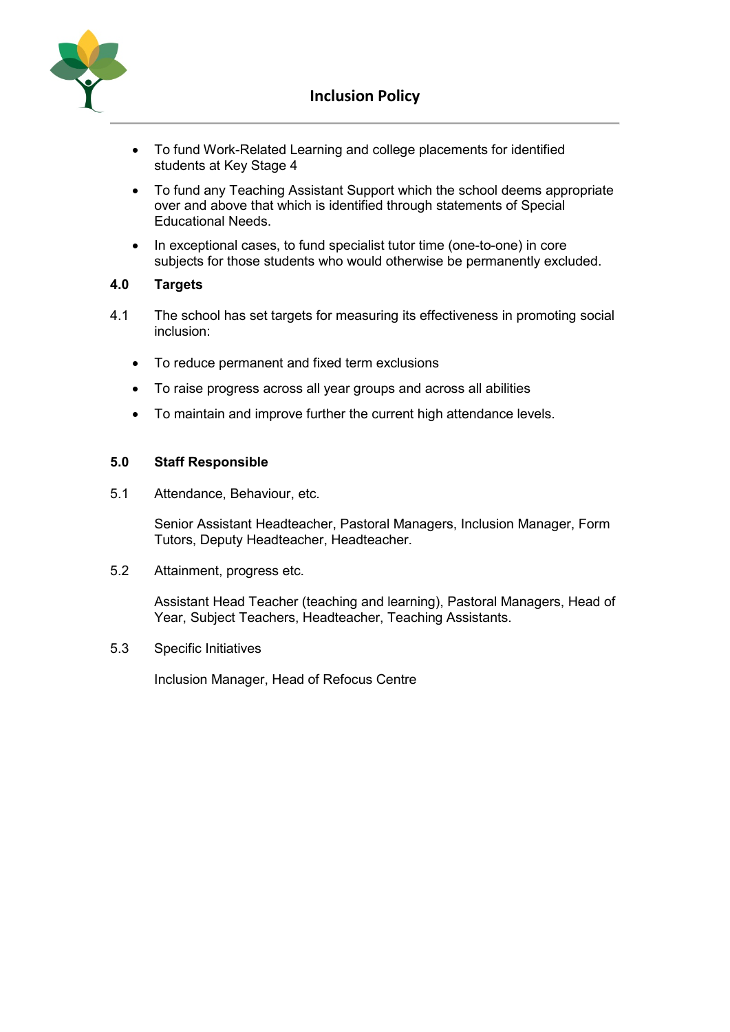- To fund Work-Related Learning and college placements for identified students at Key Stage 4
- To fund any Teaching Assistant Support which the school deems appropriate over and above that which is identified through statements of Special Educational Needs.
- In exceptional cases, to fund specialist tutor time (one-to-one) in core subjects for those students who would otherwise be permanently excluded.

## 4.0 Targets

4.1 The school has set targets for measuring its effectiveness in promoting social inclusion:

- To reduce permanent and fixed term exclusions
- To raise progress across all year groups and across all abilities
- To maintain and improve further the current high attendance levels.

## 5.0 Staff Responsible

5.1 Attendance, Behaviour, etc.

Senior Assistant Headteacher, Pastoral Managers, Inclusion Manager, Form Tutors, Deputy Headteacher, Headteacher.

5.2 Attainment, progress etc.

Assistant Head Teacher (teaching and learning), Pastoral Managers, Head of Year, Subject Teachers, Headteacher, Teaching Assistants.

5.3 Specific Initiatives

Inclusion Manager, Head of Refocus Centre